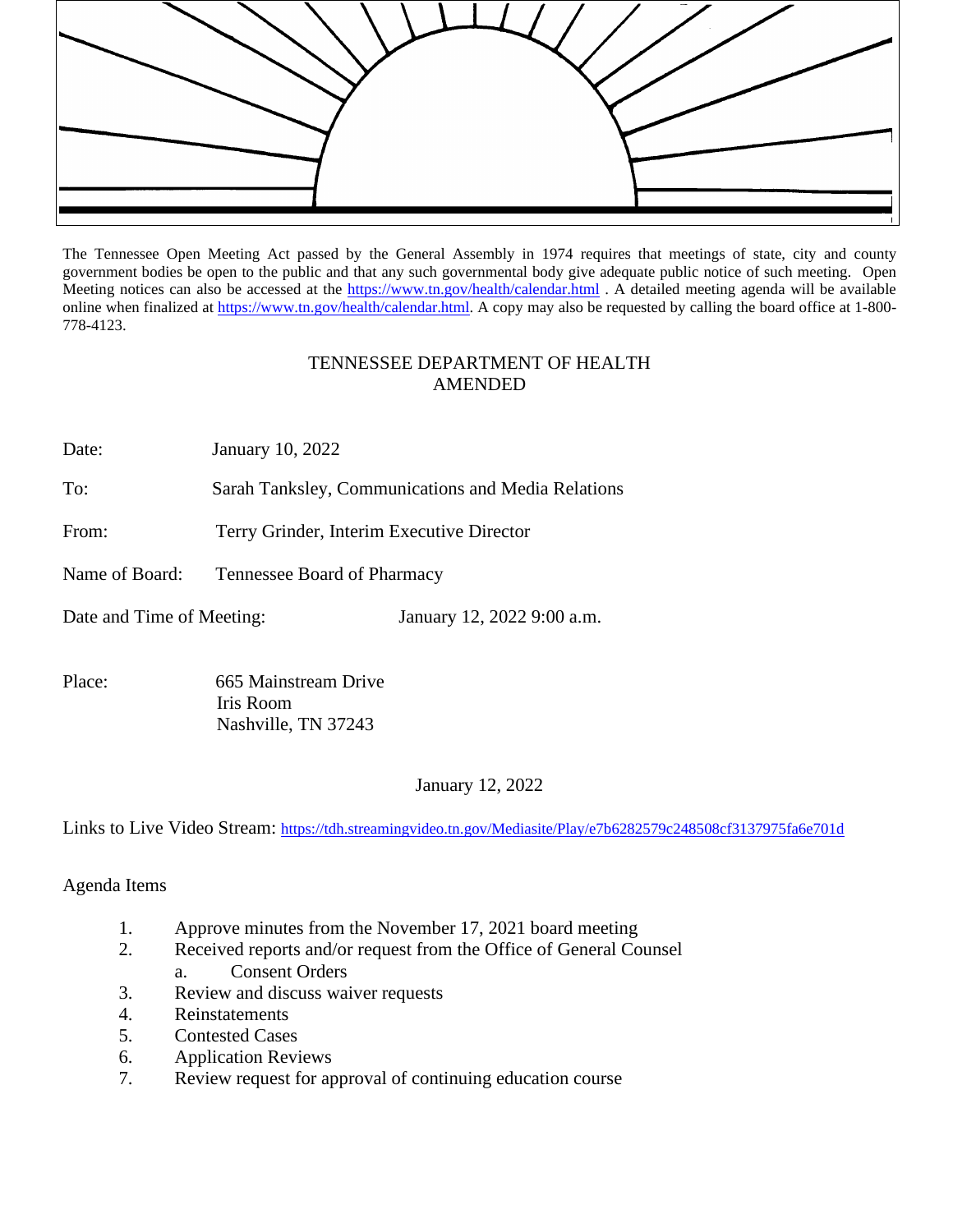The Tennessee Open Meeting Act passed by the General Assembly in 1974 requires that meetings of state, city and county government bodies be open to the public and that any such governmental body give adequate public notice of such meeting. Open Meeting notices can also be accessed at the https://www.tn.gov/health/calendar.html . A detailed meeting agenda will be available online when finalized at https://www.tn.gov/health/calendar.html. A copy may also be requested by calling the board office at 1-800-778-4123.

## TENNESSEE DEPARTMENT OF HEALTH
## AMENDED

Date: January 10, 2022

To: Sarah Tanksley, Communications and Media Relations

From: Terry Grinder, Interim Executive Director

Name of Board: Tennessee Board of Pharmacy

Date and Time of Meeting: January 12, 2022 9:00 a.m.

Place: 665 Mainstream Drive
Iris Room
Nashville, TN 37243

January 12, 2022

Links to Live Video Stream: https://tdh.streamingvideo.tn.gov/Mediasite/Play/e7b6282579c248508cf3137975fa6e701d

Agenda Items

1. Approve minutes from the November 17, 2021 board meeting
2. Received reports and/or request from the Office of General Counsel
   a. Consent Orders
3. Review and discuss waiver requests
4. Reinstatements
5. Contested Cases
6. Application Reviews
7. Review request for approval of continuing education course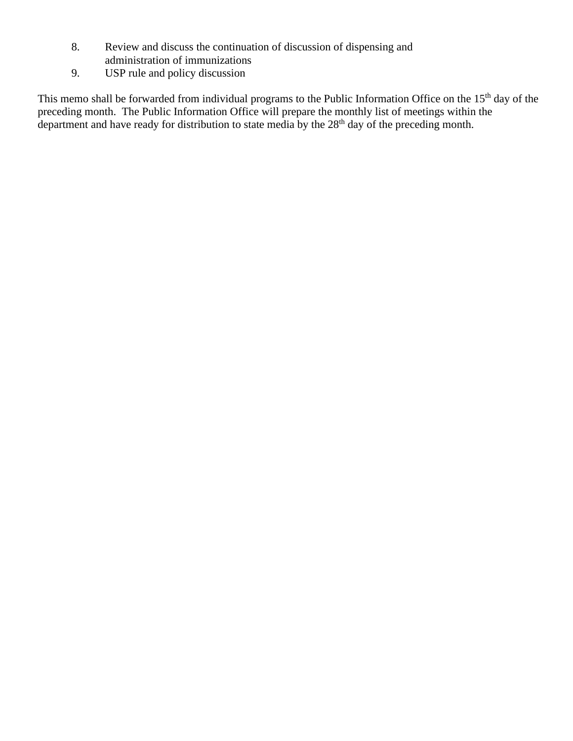8. Review and discuss the continuation of discussion of dispensing and administration of immunizations
9. USP rule and policy discussion

This memo shall be forwarded from individual programs to the Public Information Office on the 15th day of the preceding month. The Public Information Office will prepare the monthly list of meetings within the department and have ready for distribution to state media by the 28th day of the preceding month.